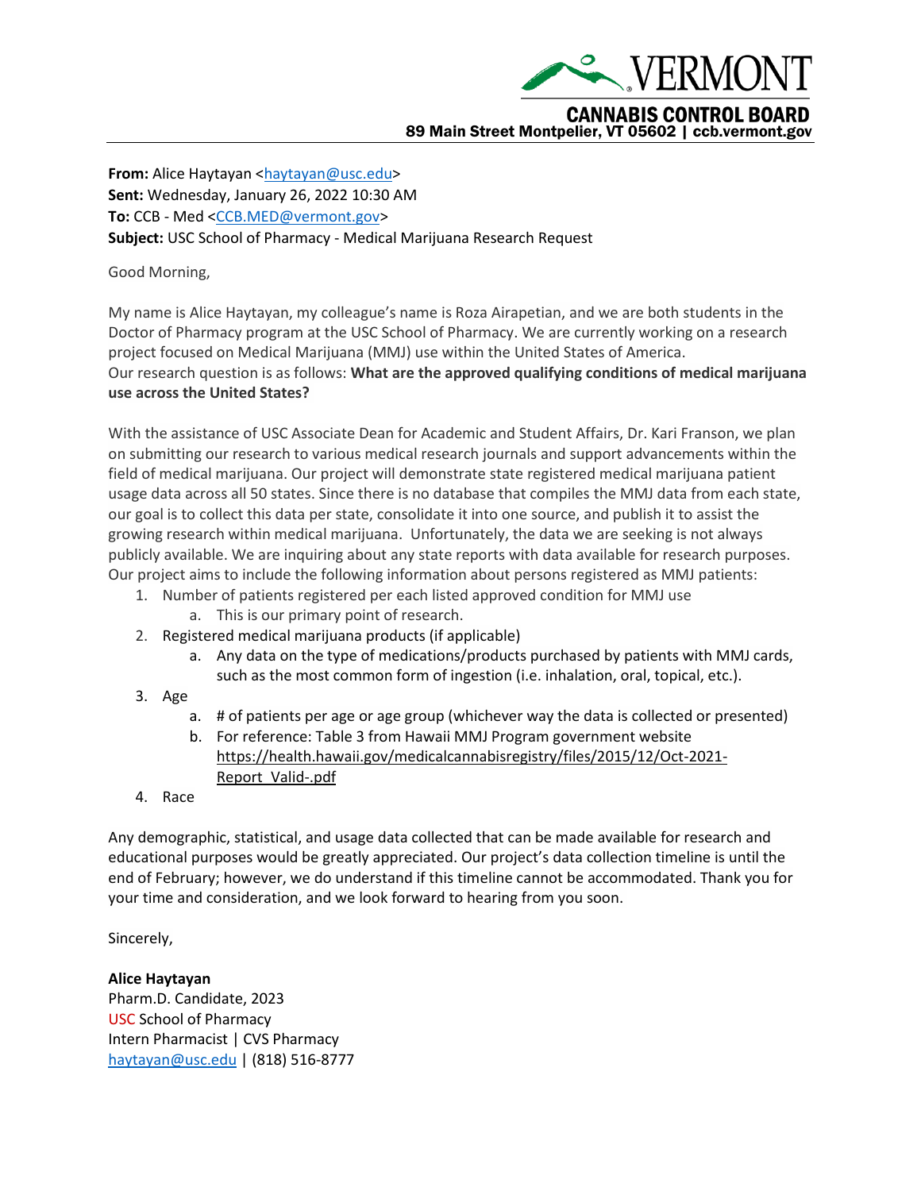VERMONT

CANNABIS CONTROL BOARD
89 Main Street Montpelier, VT 05602 | ccb.vermont.gov

**From:** Alice Haytayan <haytayan@usc.edu>
**Sent:** Wednesday, January 26, 2022 10:30 AM
**To:** CCB - Med <CCB.MED@vermont.gov>
**Subject:** USC School of Pharmacy - Medical Marijuana Research Request

Good Morning,

My name is Alice Haytayan, my colleague's name is Roza Airapetian, and we are both students in the Doctor of Pharmacy program at the USC School of Pharmacy. We are currently working on a research project focused on Medical Marijuana (MMJ) use within the United States of America.
Our research question is as follows: **What are the approved qualifying conditions of medical marijuana use across the United States?**

With the assistance of USC Associate Dean for Academic and Student Affairs, Dr. Kari Franson, we plan on submitting our research to various medical research journals and support advancements within the field of medical marijuana. Our project will demonstrate state registered medical marijuana patient usage data across all 50 states. Since there is no database that compiles the MMJ data from each state, our goal is to collect this data per state, consolidate it into one source, and publish it to assist the growing research within medical marijuana. Unfortunately, the data we are seeking is not always publicly available. We are inquiring about any state reports with data available for research purposes. Our project aims to include the following information about persons registered as MMJ patients:

1. Number of patients registered per each listed approved condition for MMJ use
   a. This is our primary point of research.
2. Registered medical marijuana products (if applicable)
   a. Any data on the type of medications/products purchased by patients with MMJ cards, such as the most common form of ingestion (i.e. inhalation, oral, topical, etc.).
3. Age
   a. # of patients per age or age group (whichever way the data is collected or presented)
   b. For reference: Table 3 from Hawaii MMJ Program government website https://health.hawaii.gov/medicalcannabisregistry/files/2015/12/Oct-2021-Report_Valid-.pdf
4. Race

Any demographic, statistical, and usage data collected that can be made available for research and educational purposes would be greatly appreciated. Our project's data collection timeline is until the end of February; however, we do understand if this timeline cannot be accommodated. Thank you for your time and consideration, and we look forward to hearing from you soon.

Sincerely,

**Alice Haytayan**
Pharm.D. Candidate, 2023
USC School of Pharmacy
Intern Pharmacist | CVS Pharmacy
haytayan@usc.edu | (818) 516-8777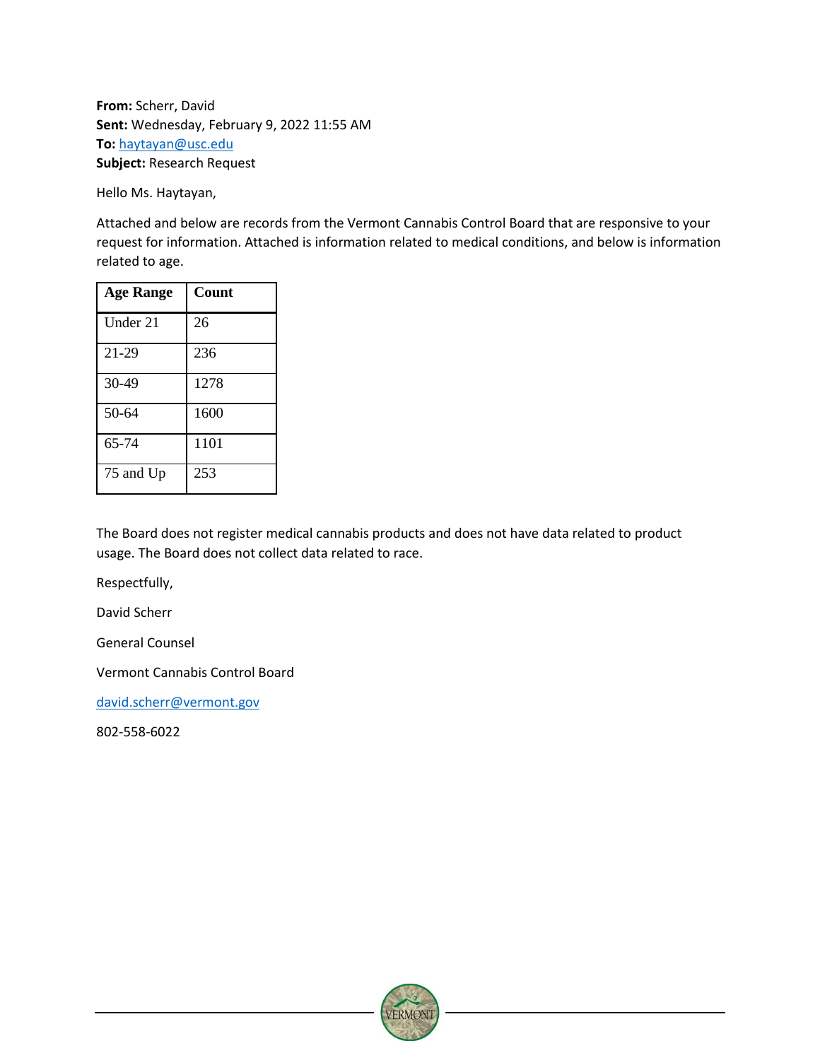**From:** Scherr, David
**Sent:** Wednesday, February 9, 2022 11:55 AM
**To:** haytayan@usc.edu
**Subject:** Research Request

Hello Ms. Haytayan,

Attached and below are records from the Vermont Cannabis Control Board that are responsive to your request for information. Attached is information related to medical conditions, and below is information related to age.

| Age Range | Count |
|---|---|
| Under 21 | 26 |
| 21-29 | 236 |
| 30-49 | 1278 |
| 50-64 | 1600 |
| 65-74 | 1101 |
| 75 and Up | 253 |

The Board does not register medical cannabis products and does not have data related to product usage. The Board does not collect data related to race.

Respectfully,

David Scherr

General Counsel

Vermont Cannabis Control Board

david.scherr@vermont.gov

802-558-6022